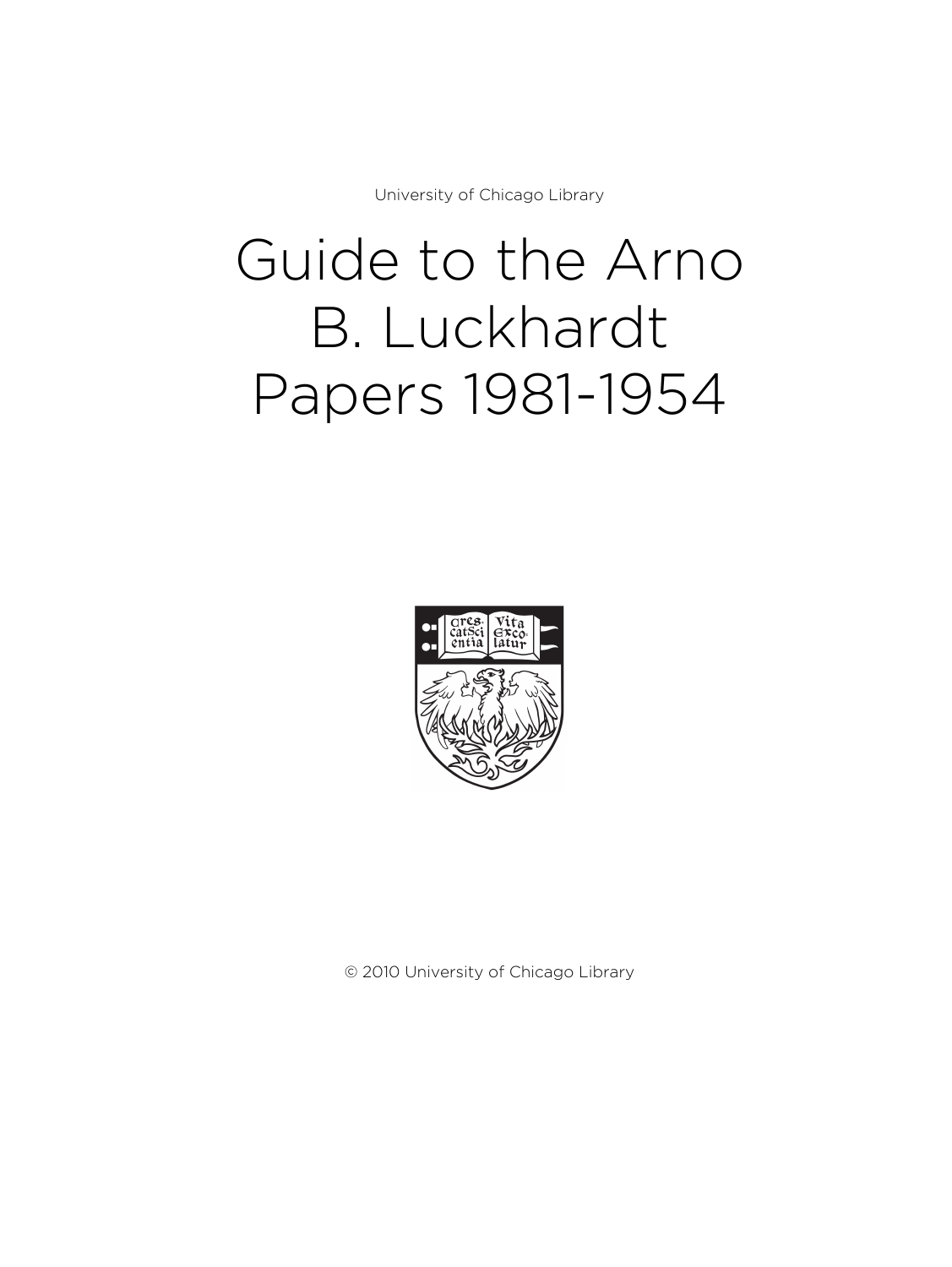University of Chicago Library

# Guide to the Arno B. Luckhardt Papers 1981-1954

© 2010 University of Chicago Library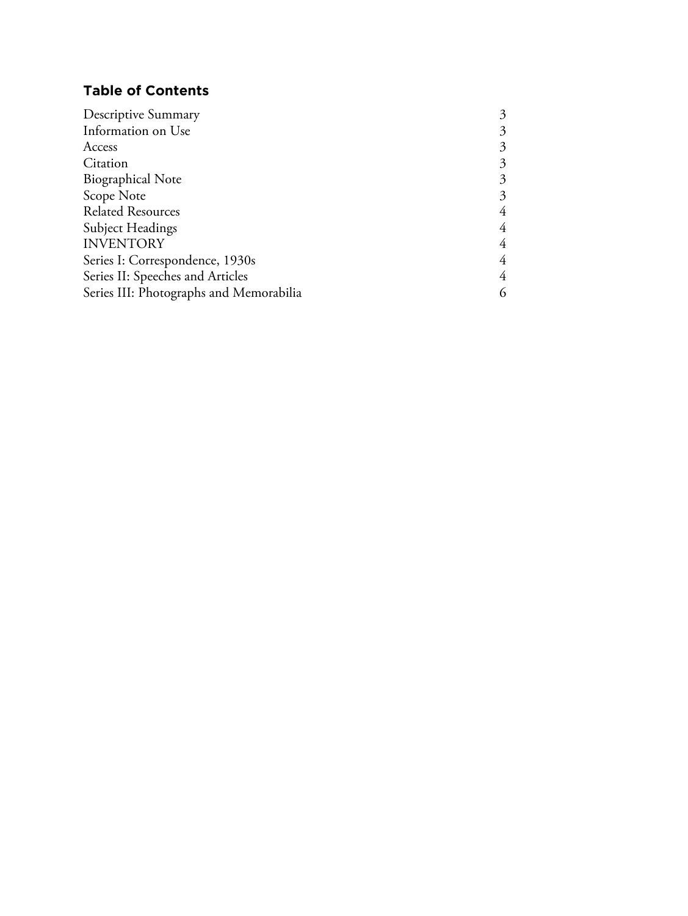## Table of Contents

| | |
|---|---|
| Descriptive Summary | 3 |
| Information on Use | 3 |
| Access | 3 |
| Citation | 3 |
| Biographical Note | 3 |
| Scope Note | 3 |
| Related Resources | 4 |
| Subject Headings | 4 |
| INVENTORY | 4 |
| Series I: Correspondence, 1930s | 4 |
| Series II: Speeches and Articles | 4 |
| Series III: Photographs and Memorabilia | 6 |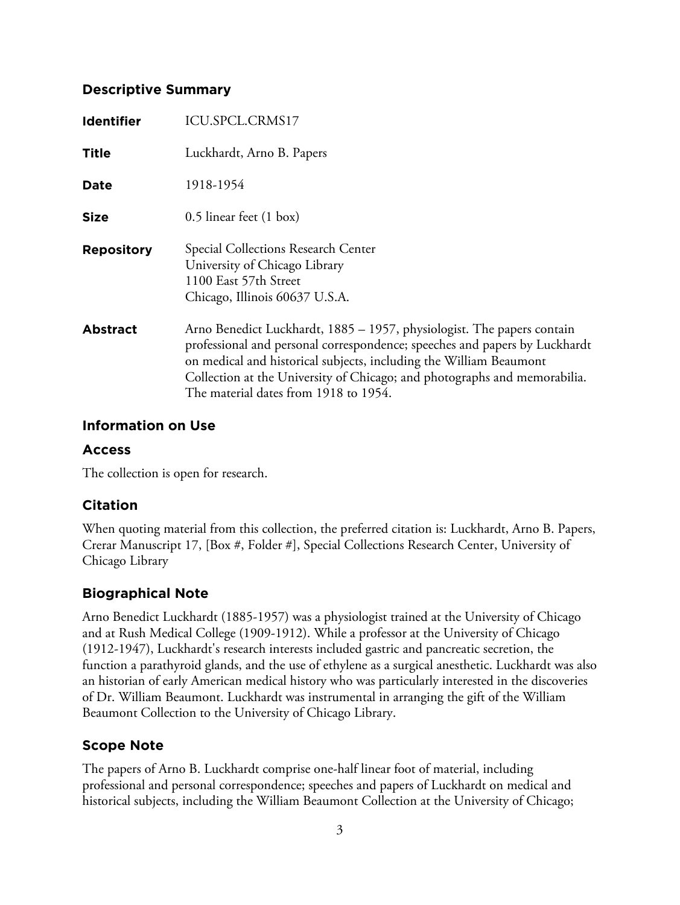## Descriptive Summary

| | |
|---|---|
| **Identifier** | ICU.SPCL.CRMS17 |
| **Title** | Luckhardt, Arno B. Papers |
| **Date** | 1918-1954 |
| **Size** | 0.5 linear feet (1 box) |
| **Repository** | Special Collections Research Center<br>University of Chicago Library<br>1100 East 57th Street<br>Chicago, Illinois 60637 U.S.A. |
| **Abstract** | Arno Benedict Luckhardt, 1885 – 1957, physiologist. The papers contain professional and personal correspondence; speeches and papers by Luckhardt on medical and historical subjects, including the William Beaumont Collection at the University of Chicago; and photographs and memorabilia. The material dates from 1918 to 1954. |

## Information on Use

### Access

The collection is open for research.

### Citation

When quoting material from this collection, the preferred citation is: Luckhardt, Arno B. Papers, Crerar Manuscript 17, [Box #, Folder #], Special Collections Research Center, University of Chicago Library

## Biographical Note

Arno Benedict Luckhardt (1885-1957) was a physiologist trained at the University of Chicago and at Rush Medical College (1909-1912). While a professor at the University of Chicago (1912-1947), Luckhardt's research interests included gastric and pancreatic secretion, the function a parathyroid glands, and the use of ethylene as a surgical anesthetic. Luckhardt was also an historian of early American medical history who was particularly interested in the discoveries of Dr. William Beaumont. Luckhardt was instrumental in arranging the gift of the William Beaumont Collection to the University of Chicago Library.

## Scope Note

The papers of Arno B. Luckhardt comprise one-half linear foot of material, including professional and personal correspondence; speeches and papers of Luckhardt on medical and historical subjects, including the William Beaumont Collection at the University of Chicago;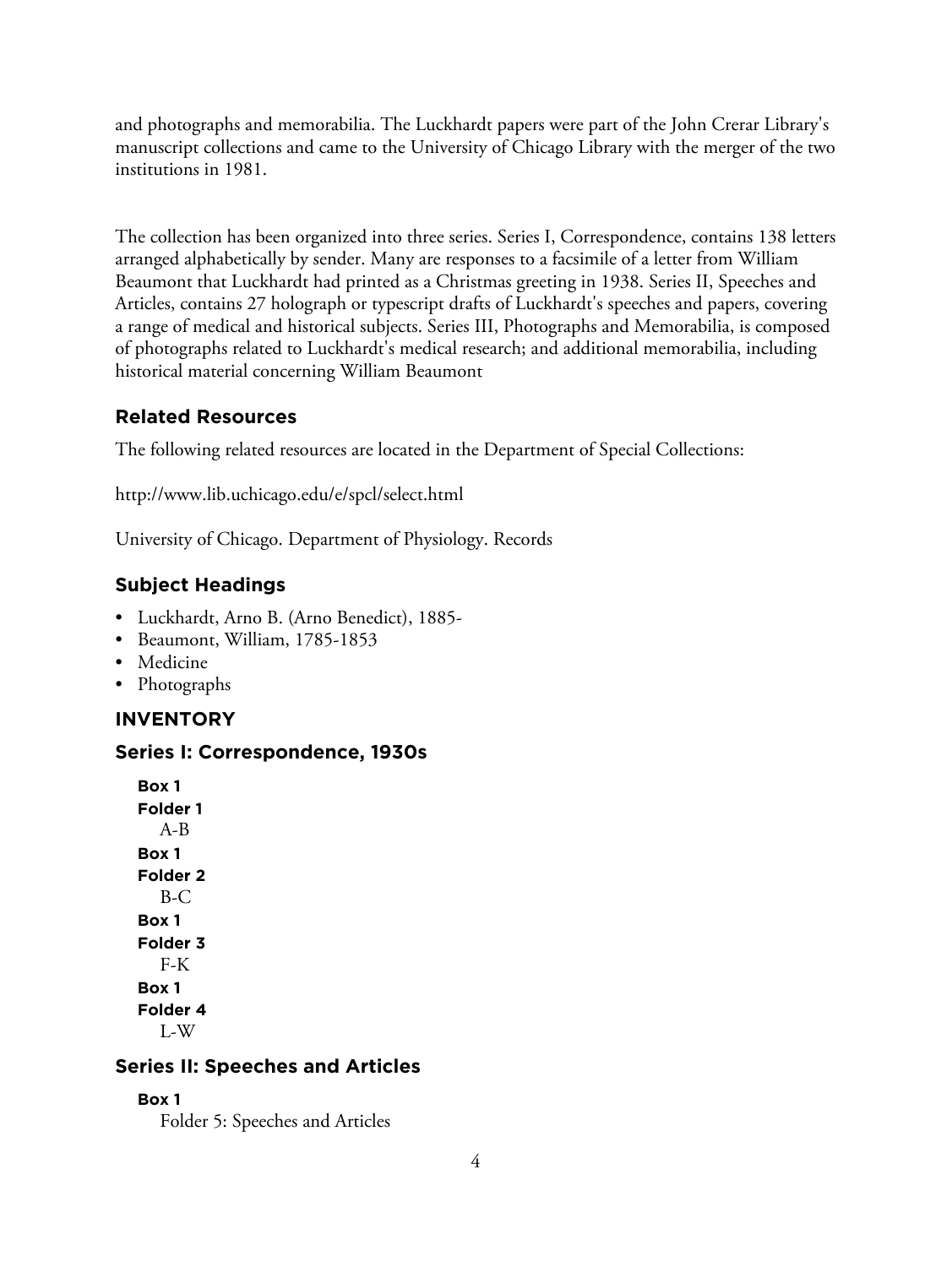and photographs and memorabilia. The Luckhardt papers were part of the John Crerar Library's manuscript collections and came to the University of Chicago Library with the merger of the two institutions in 1981.

The collection has been organized into three series. Series I, Correspondence, contains 138 letters arranged alphabetically by sender. Many are responses to a facsimile of a letter from William Beaumont that Luckhardt had printed as a Christmas greeting in 1938. Series II, Speeches and Articles, contains 27 holograph or typescript drafts of Luckhardt's speeches and papers, covering a range of medical and historical subjects. Series III, Photographs and Memorabilia, is composed of photographs related to Luckhardt's medical research; and additional memorabilia, including historical material concerning William Beaumont

### Related Resources

The following related resources are located in the Department of Special Collections:

http://www.lib.uchicago.edu/e/spcl/select.html

University of Chicago. Department of Physiology. Records

### Subject Headings

- Luckhardt, Arno B. (Arno Benedict), 1885-
- Beaumont, William, 1785-1853
- Medicine
- Photographs

### INVENTORY

### Series I: Correspondence, 1930s

**Box 1**
**Folder 1**
A-B

**Box 1**
**Folder 2**
B-C

**Box 1**
**Folder 3**
F-K

**Box 1**
**Folder 4**
L-W

### Series II: Speeches and Articles

**Box 1**
Folder 5: Speeches and Articles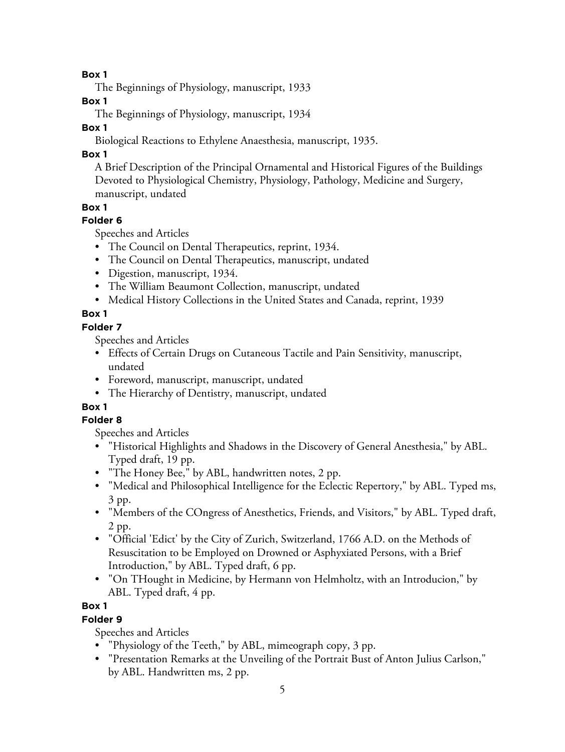**Box 1**

The Beginnings of Physiology, manuscript, 1933

**Box 1**

The Beginnings of Physiology, manuscript, 1934

**Box 1**

Biological Reactions to Ethylene Anaesthesia, manuscript, 1935.

**Box 1**

A Brief Description of the Principal Ornamental and Historical Figures of the Buildings Devoted to Physiological Chemistry, Physiology, Pathology, Medicine and Surgery, manuscript, undated

**Box 1**

**Folder 6**

Speeches and Articles

- The Council on Dental Therapeutics, reprint, 1934.
- The Council on Dental Therapeutics, manuscript, undated
- Digestion, manuscript, 1934.
- The William Beaumont Collection, manuscript, undated
- Medical History Collections in the United States and Canada, reprint, 1939

**Box 1**

**Folder 7**

Speeches and Articles

- Effects of Certain Drugs on Cutaneous Tactile and Pain Sensitivity, manuscript, undated
- Foreword, manuscript, manuscript, undated
- The Hierarchy of Dentistry, manuscript, undated

**Box 1**

**Folder 8**

Speeches and Articles

- "Historical Highlights and Shadows in the Discovery of General Anesthesia," by ABL. Typed draft, 19 pp.
- "The Honey Bee," by ABL, handwritten notes, 2 pp.
- "Medical and Philosophical Intelligence for the Eclectic Repertory," by ABL. Typed ms, 3 pp.
- "Members of the COngress of Anesthetics, Friends, and Visitors," by ABL. Typed draft, 2 pp.
- "Official 'Edict' by the City of Zurich, Switzerland, 1766 A.D. on the Methods of Resuscitation to be Employed on Drowned or Asphyxiated Persons, with a Brief Introduction," by ABL. Typed draft, 6 pp.
- "On THought in Medicine, by Hermann von Helmholtz, with an Introducion," by ABL. Typed draft, 4 pp.

**Box 1**

**Folder 9**

Speeches and Articles

- "Physiology of the Teeth," by ABL, mimeograph copy, 3 pp.
- "Presentation Remarks at the Unveiling of the Portrait Bust of Anton Julius Carlson," by ABL. Handwritten ms, 2 pp.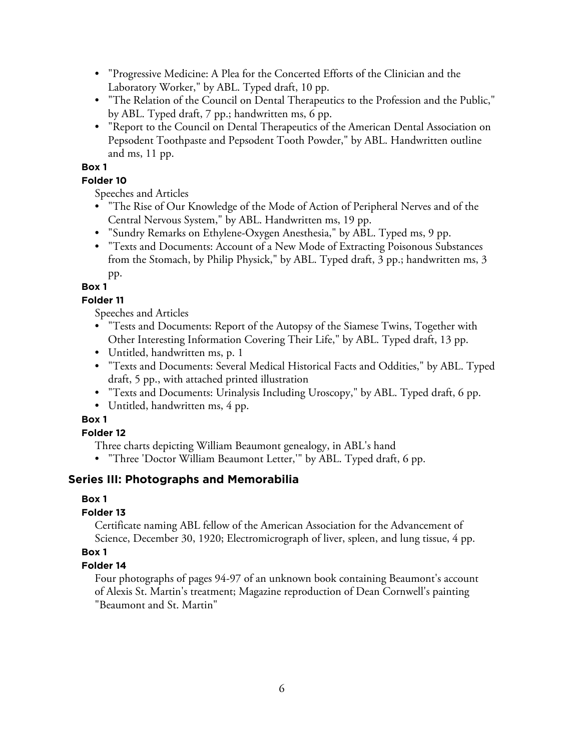- "Progressive Medicine: A Plea for the Concerted Efforts of the Clinician and the Laboratory Worker," by ABL. Typed draft, 10 pp.
- "The Relation of the Council on Dental Therapeutics to the Profession and the Public," by ABL. Typed draft, 7 pp.; handwritten ms, 6 pp.
- "Report to the Council on Dental Therapeutics of the American Dental Association on Pepsodent Toothpaste and Pepsodent Tooth Powder," by ABL. Handwritten outline and ms, 11 pp.

**Box 1**

**Folder 10**

Speeches and Articles

- "The Rise of Our Knowledge of the Mode of Action of Peripheral Nerves and of the Central Nervous System," by ABL. Handwritten ms, 19 pp.
- "Sundry Remarks on Ethylene-Oxygen Anesthesia," by ABL. Typed ms, 9 pp.
- "Texts and Documents: Account of a New Mode of Extracting Poisonous Substances from the Stomach, by Philip Physick," by ABL. Typed draft, 3 pp.; handwritten ms, 3 pp.

**Box 1**

**Folder 11**

Speeches and Articles

- "Tests and Documents: Report of the Autopsy of the Siamese Twins, Together with Other Interesting Information Covering Their Life," by ABL. Typed draft, 13 pp.
- Untitled, handwritten ms, p. 1
- "Texts and Documents: Several Medical Historical Facts and Oddities," by ABL. Typed draft, 5 pp., with attached printed illustration
- "Texts and Documents: Urinalysis Including Uroscopy," by ABL. Typed draft, 6 pp.
- Untitled, handwritten ms, 4 pp.

**Box 1**

**Folder 12**

Three charts depicting William Beaumont genealogy, in ABL's hand

- "Three 'Doctor William Beaumont Letter,'" by ABL. Typed draft, 6 pp.

## Series III: Photographs and Memorabilia

**Box 1**

**Folder 13**

Certificate naming ABL fellow of the American Association for the Advancement of Science, December 30, 1920; Electromicrograph of liver, spleen, and lung tissue, 4 pp.

**Box 1**

**Folder 14**

Four photographs of pages 94-97 of an unknown book containing Beaumont's account of Alexis St. Martin's treatment; Magazine reproduction of Dean Cornwell's painting "Beaumont and St. Martin"